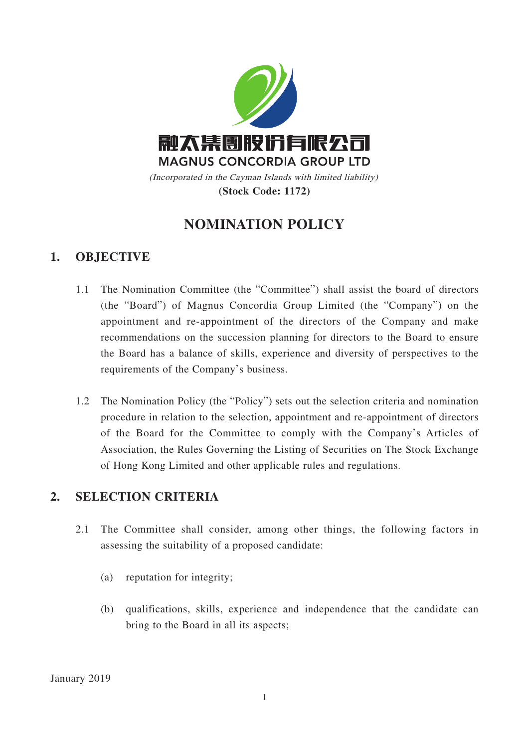融太集團股份有限公司
MAGNUS CONCORDIA GROUP LTD

*(Incorporated in the Cayman Islands with limited liability)*

**(Stock Code: 1172)**

# NOMINATION POLICY

## 1. OBJECTIVE

1.1 The Nomination Committee (the “Committee”) shall assist the board of directors (the “Board”) of Magnus Concordia Group Limited (the “Company”) on the appointment and re-appointment of the directors of the Company and make recommendations on the succession planning for directors to the Board to ensure the Board has a balance of skills, experience and diversity of perspectives to the requirements of the Company’s business.

1.2 The Nomination Policy (the “Policy”) sets out the selection criteria and nomination procedure in relation to the selection, appointment and re-appointment of directors of the Board for the Committee to comply with the Company’s Articles of Association, the Rules Governing the Listing of Securities on The Stock Exchange of Hong Kong Limited and other applicable rules and regulations.

## 2. SELECTION CRITERIA

2.1 The Committee shall consider, among other things, the following factors in assessing the suitability of a proposed candidate:

(a) reputation for integrity;

(b) qualifications, skills, experience and independence that the candidate can bring to the Board in all its aspects;

January 2019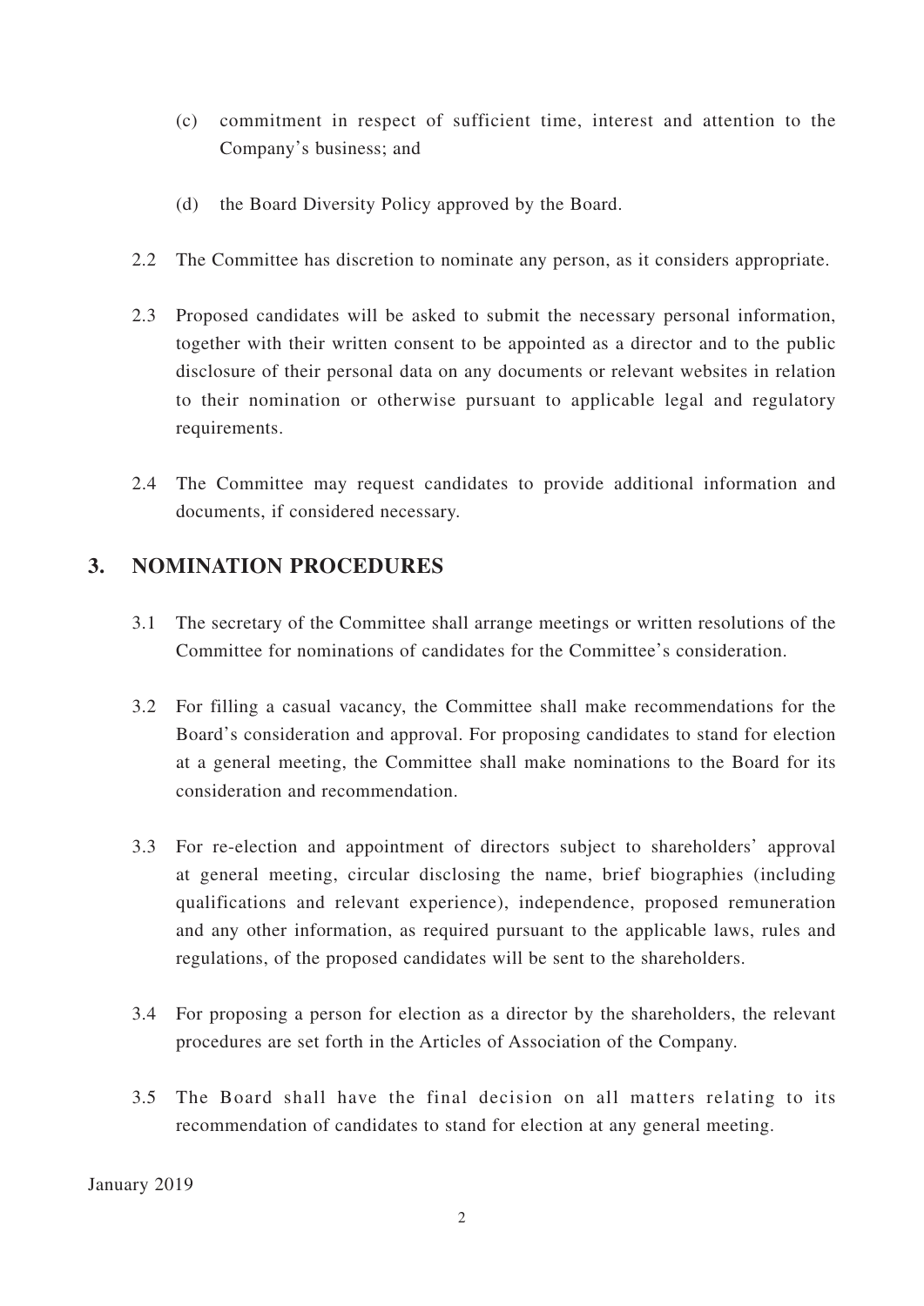(c) commitment in respect of sufficient time, interest and attention to the Company's business; and

(d) the Board Diversity Policy approved by the Board.

2.2 The Committee has discretion to nominate any person, as it considers appropriate.

2.3 Proposed candidates will be asked to submit the necessary personal information, together with their written consent to be appointed as a director and to the public disclosure of their personal data on any documents or relevant websites in relation to their nomination or otherwise pursuant to applicable legal and regulatory requirements.

2.4 The Committee may request candidates to provide additional information and documents, if considered necessary.

## 3. NOMINATION PROCEDURES

3.1 The secretary of the Committee shall arrange meetings or written resolutions of the Committee for nominations of candidates for the Committee's consideration.

3.2 For filling a casual vacancy, the Committee shall make recommendations for the Board's consideration and approval. For proposing candidates to stand for election at a general meeting, the Committee shall make nominations to the Board for its consideration and recommendation.

3.3 For re-election and appointment of directors subject to shareholders' approval at general meeting, circular disclosing the name, brief biographies (including qualifications and relevant experience), independence, proposed remuneration and any other information, as required pursuant to the applicable laws, rules and regulations, of the proposed candidates will be sent to the shareholders.

3.4 For proposing a person for election as a director by the shareholders, the relevant procedures are set forth in the Articles of Association of the Company.

3.5 The Board shall have the final decision on all matters relating to its recommendation of candidates to stand for election at any general meeting.

January 2019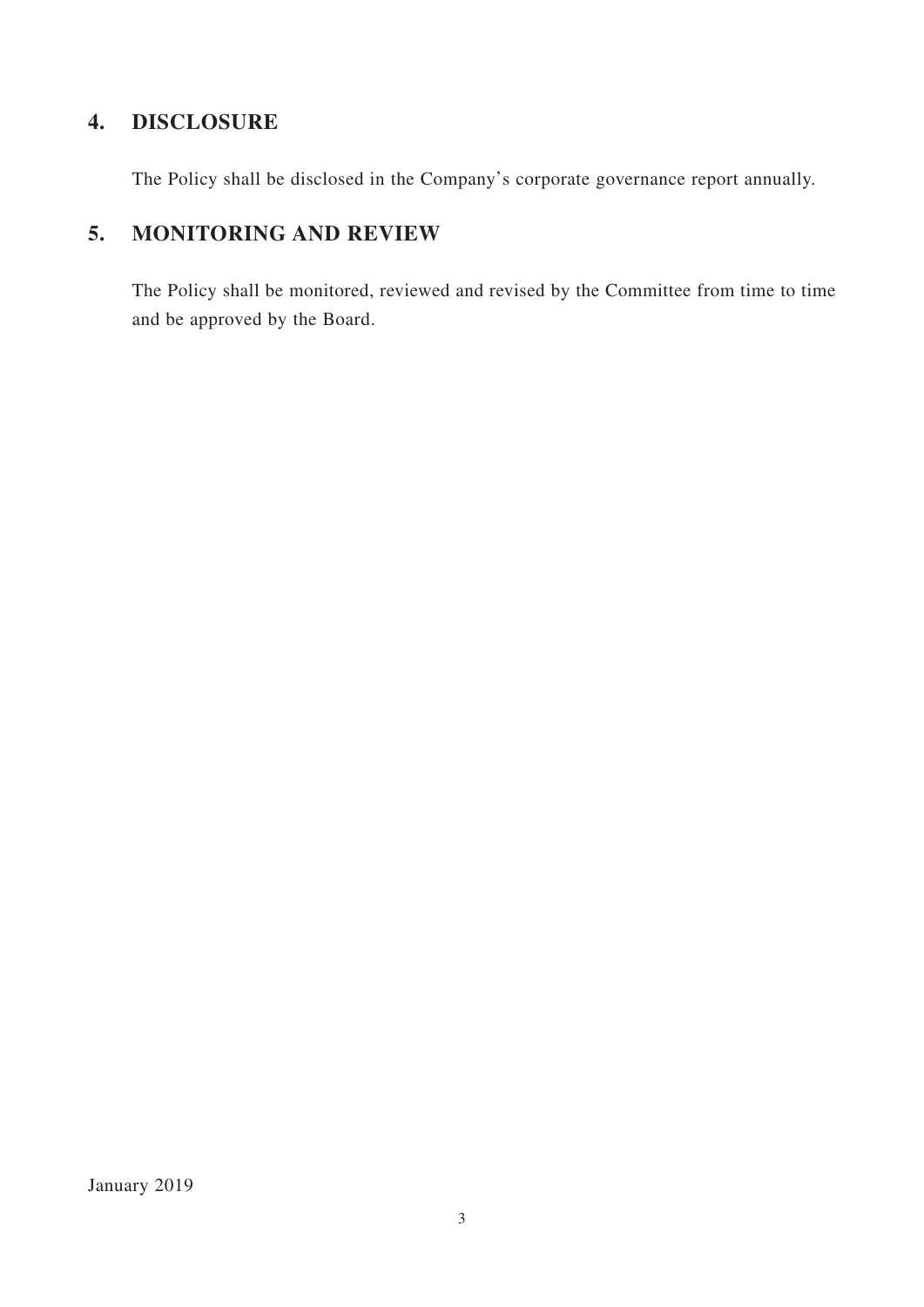## 4. DISCLOSURE

The Policy shall be disclosed in the Company's corporate governance report annually.

## 5. MONITORING AND REVIEW

The Policy shall be monitored, reviewed and revised by the Committee from time to time and be approved by the Board.

January 2019